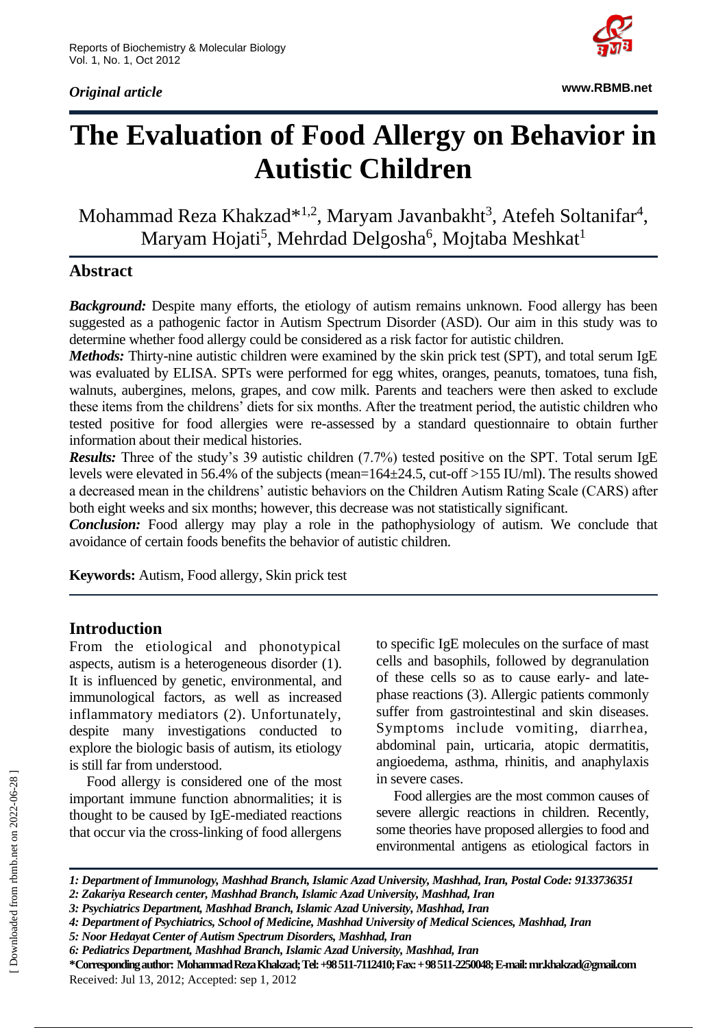*Original article*

# The Evaluation of Food Allergy on Behavior in Autistic Children

Mohammad Reza Khakzad*[1,2], Maryam Javanbakht[3], Atefeh Soltanifar[4], Maryam Hojati[5], Mehrdad Delgosha[6], Mojtaba Meshkat[1]

## Abstract

***Background:*** Despite many efforts, the etiology of autism remains unknown. Food allergy has been suggested as a pathogenic factor in Autism Spectrum Disorder (ASD). Our aim in this study was to determine whether food allergy could be considered as a risk factor for autistic children.

***Methods:*** Thirty-nine autistic children were examined by the skin prick test (SPT), and total serum IgE was evaluated by ELISA. SPTs were performed for egg whites, oranges, peanuts, tomatoes, tuna fish, walnuts, aubergines, melons, grapes, and cow milk. Parents and teachers were then asked to exclude these items from the childrens' diets for six months. After the treatment period, the autistic children who tested positive for food allergies were re-assessed by a standard questionnaire to obtain further information about their medical histories.

***Results:*** Three of the study's 39 autistic children (7.7%) tested positive on the SPT. Total serum IgE levels were elevated in 56.4% of the subjects (mean=164±24.5, cut-off >155 IU/ml). The results showed a decreased mean in the childrens' autistic behaviors on the Children Autism Rating Scale (CARS) after both eight weeks and six months; however, this decrease was not statistically significant.

***Conclusion:*** Food allergy may play a role in the pathophysiology of autism. We conclude that avoidance of certain foods benefits the behavior of autistic children.

**Keywords:** Autism, Food allergy, Skin prick test

## Introduction

From the etiological and phonotypical aspects, autism is a heterogeneous disorder (1). It is influenced by genetic, environmental, and immunological factors, as well as increased inflammatory mediators (2). Unfortunately, despite many investigations conducted to explore the biologic basis of autism, its etiology is still far from understood.

Food allergy is considered one of the most important immune function abnormalities; it is thought to be caused by IgE-mediated reactions that occur via the cross-linking of food allergens to specific IgE molecules on the surface of mast cells and basophils, followed by degranulation of these cells so as to cause early- and late-phase reactions (3). Allergic patients commonly suffer from gastrointestinal and skin diseases. Symptoms include vomiting, diarrhea, abdominal pain, urticaria, atopic dermatitis, angioedema, asthma, rhinitis, and anaphylaxis in severe cases.

Food allergies are the most common causes of severe allergic reactions in children. Recently, some theories have proposed allergies to food and environmental antigens as etiological factors in

*1: Department of Immunology, Mashhad Branch, Islamic Azad University, Mashhad, Iran, Postal Code: 9133736351*
*2: Zakariya Research center, Mashhad Branch, Islamic Azad University, Mashhad, Iran*
*3: Psychiatrics Department, Mashhad Branch, Islamic Azad University, Mashhad, Iran*
*4: Department of Psychiatrics, School of Medicine, Mashhad University of Medical Sciences, Mashhad, Iran*
*5: Noor Hedayat Center of Autism Spectrum Disorders, Mashhad, Iran*
*6: Pediatrics Department, Mashhad Branch, Islamic Azad University, Mashhad, Iran*
**\*Corresponding author: Mohammad Reza Khakzad; Tel: +98 511-7112410; Fax: + 98 511-2250048; E-mail: mr.khakzad@gmail.com**
Received: Jul 13, 2012; Accepted: sep 1, 2012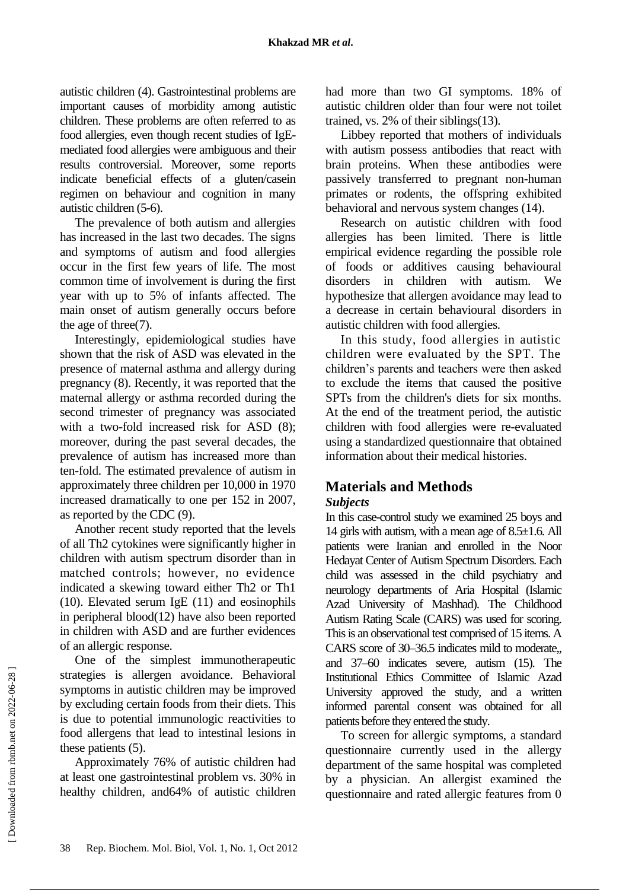autistic children (4). Gastrointestinal problems are important causes of morbidity among autistic children. These problems are often referred to as food allergies, even though recent studies of IgE-mediated food allergies were ambiguous and their results controversial. Moreover, some reports indicate beneficial effects of a gluten/casein regimen on behaviour and cognition in many autistic children (5-6).

The prevalence of both autism and allergies has increased in the last two decades. The signs and symptoms of autism and food allergies occur in the first few years of life. The most common time of involvement is during the first year with up to 5% of infants affected. The main onset of autism generally occurs before the age of three(7).

Interestingly, epidemiological studies have shown that the risk of ASD was elevated in the presence of maternal asthma and allergy during pregnancy (8). Recently, it was reported that the maternal allergy or asthma recorded during the second trimester of pregnancy was associated with a two-fold increased risk for ASD (8); moreover, during the past several decades, the prevalence of autism has increased more than ten-fold. The estimated prevalence of autism in approximately three children per 10,000 in 1970 increased dramatically to one per 152 in 2007, as reported by the CDC (9).

Another recent study reported that the levels of all Th2 cytokines were significantly higher in children with autism spectrum disorder than in matched controls; however, no evidence indicated a skewing toward either Th2 or Th1 (10). Elevated serum IgE (11) and eosinophils in peripheral blood(12) have also been reported in children with ASD and are further evidences of an allergic response.

One of the simplest immunotherapeutic strategies is allergen avoidance. Behavioral symptoms in autistic children may be improved by excluding certain foods from their diets. This is due to potential immunologic reactivities to food allergens that lead to intestinal lesions in these patients (5).

Approximately 76% of autistic children had at least one gastrointestinal problem vs. 30% in healthy children, and64% of autistic children had more than two GI symptoms. 18% of autistic children older than four were not toilet trained, vs. 2% of their siblings(13).

Libbey reported that mothers of individuals with autism possess antibodies that react with brain proteins. When these antibodies were passively transferred to pregnant non-human primates or rodents, the offspring exhibited behavioral and nervous system changes (14).

Research on autistic children with food allergies has been limited. There is little empirical evidence regarding the possible role of foods or additives causing behavioural disorders in children with autism. We hypothesize that allergen avoidance may lead to a decrease in certain behavioural disorders in autistic children with food allergies.

In this study, food allergies in autistic children were evaluated by the SPT. The children's parents and teachers were then asked to exclude the items that caused the positive SPTs from the children's diets for six months. At the end of the treatment period, the autistic children with food allergies were re-evaluated using a standardized questionnaire that obtained information about their medical histories.

## Materials and Methods

### *Subjects*

In this case-control study we examined 25 boys and 14 girls with autism, with a mean age of 8.5±1.6. All patients were Iranian and enrolled in the Noor Hedayat Center of Autism Spectrum Disorders. Each child was assessed in the child psychiatry and neurology departments of Aria Hospital (Islamic Azad University of Mashhad). The Childhood Autism Rating Scale (CARS) was used for scoring. This is an observational test comprised of 15 items. A CARS score of 30–36.5 indicates mild to moderate,, and 37–60 indicates severe, autism (15). The Institutional Ethics Committee of Islamic Azad University approved the study, and a written informed parental consent was obtained for all patients before they entered the study.

To screen for allergic symptoms, a standard questionnaire currently used in the allergy department of the same hospital was completed by a physician. An allergist examined the questionnaire and rated allergic features from 0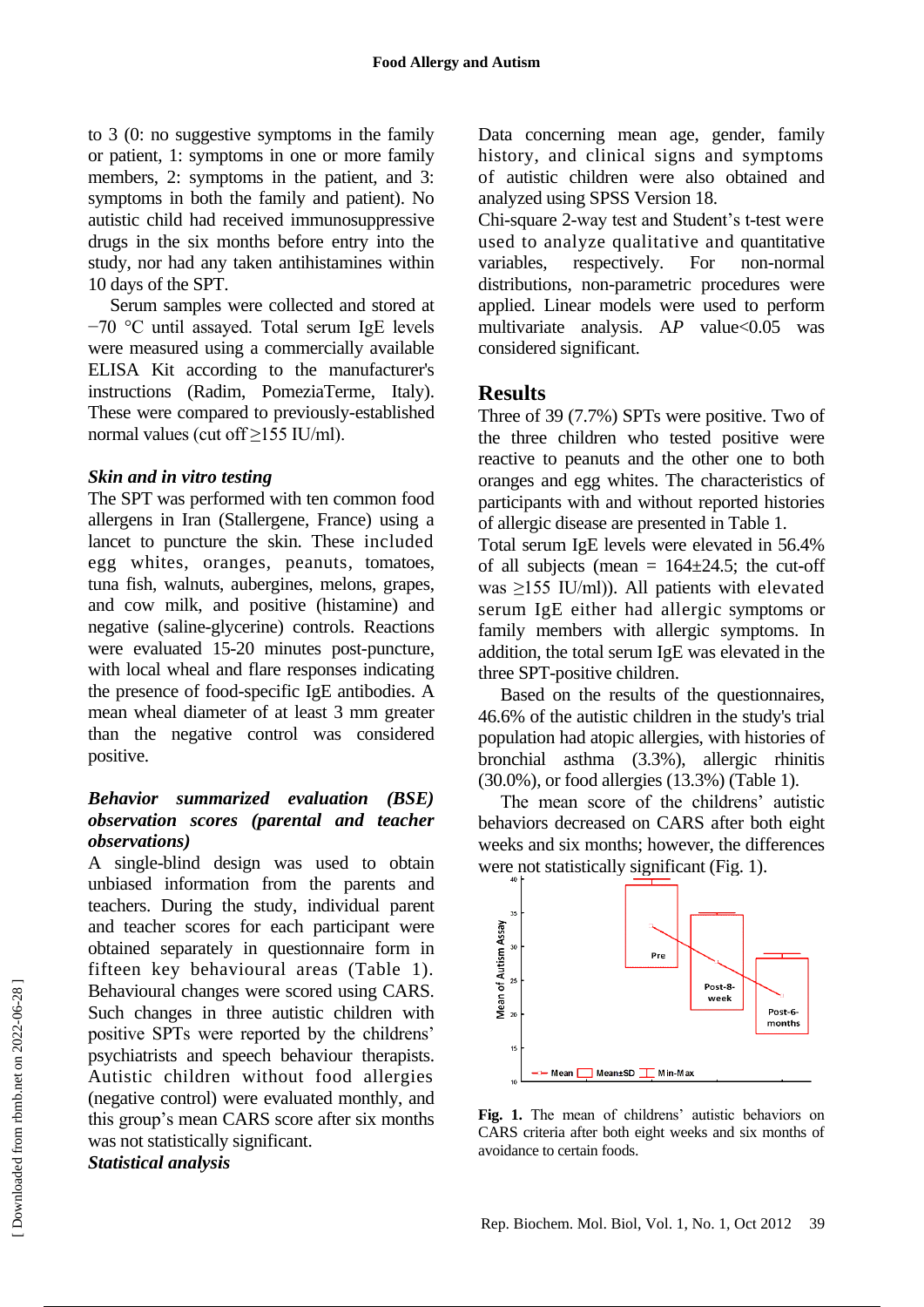to 3 (0: no suggestive symptoms in the family or patient, 1: symptoms in one or more family members, 2: symptoms in the patient, and 3: symptoms in both the family and patient). No autistic child had received immunosuppressive drugs in the six months before entry into the study, nor had any taken antihistamines within 10 days of the SPT.

Serum samples were collected and stored at −70 °C until assayed. Total serum IgE levels were measured using a commercially available ELISA Kit according to the manufacturer's instructions (Radim, PomeziaTerme, Italy). These were compared to previously-established normal values (cut off ≥155 IU/ml).

### *Skin and in vitro testing*

The SPT was performed with ten common food allergens in Iran (Stallergene, France) using a lancet to puncture the skin. These included egg whites, oranges, peanuts, tomatoes, tuna fish, walnuts, aubergines, melons, grapes, and cow milk, and positive (histamine) and negative (saline-glycerine) controls. Reactions were evaluated 15-20 minutes post-puncture, with local wheal and flare responses indicating the presence of food-specific IgE antibodies. A mean wheal diameter of at least 3 mm greater than the negative control was considered positive.

### *Behavior summarized evaluation (BSE) observation scores (parental and teacher observations)*

A single-blind design was used to obtain unbiased information from the parents and teachers. During the study, individual parent and teacher scores for each participant were obtained separately in questionnaire form in fifteen key behavioural areas (Table 1). Behavioural changes were scored using CARS. Such changes in three autistic children with positive SPTs were reported by the childrens' psychiatrists and speech behaviour therapists. Autistic children without food allergies (negative control) were evaluated monthly, and this group's mean CARS score after six months was not statistically significant.

### *Statistical analysis*

Data concerning mean age, gender, family history, and clinical signs and symptoms of autistic children were also obtained and analyzed using SPSS Version 18.

Chi-square 2-way test and Student's t-test were used to analyze qualitative and quantitative variables, respectively. For non-normal distributions, non-parametric procedures were applied. Linear models were used to perform multivariate analysis. A*P* value<0.05 was considered significant.

## Results

Three of 39 (7.7%) SPTs were positive. Two of the three children who tested positive were reactive to peanuts and the other one to both oranges and egg whites. The characteristics of participants with and without reported histories of allergic disease are presented in Table 1.

Total serum IgE levels were elevated in 56.4% of all subjects (mean = 164±24.5; the cut-off was ≥155 IU/ml)). All patients with elevated serum IgE either had allergic symptoms or family members with allergic symptoms. In addition, the total serum IgE was elevated in the three SPT-positive children.

Based on the results of the questionnaires, 46.6% of the autistic children in the study's trial population had atopic allergies, with histories of bronchial asthma (3.3%), allergic rhinitis (30.0%), or food allergies (13.3%) (Table 1).

The mean score of the childrens' autistic behaviors decreased on CARS after both eight weeks and six months; however, the differences were not statistically significant (Fig. 1).

**Fig. 1.** The mean of childrens' autistic behaviors on CARS criteria after both eight weeks and six months of avoidance to certain foods.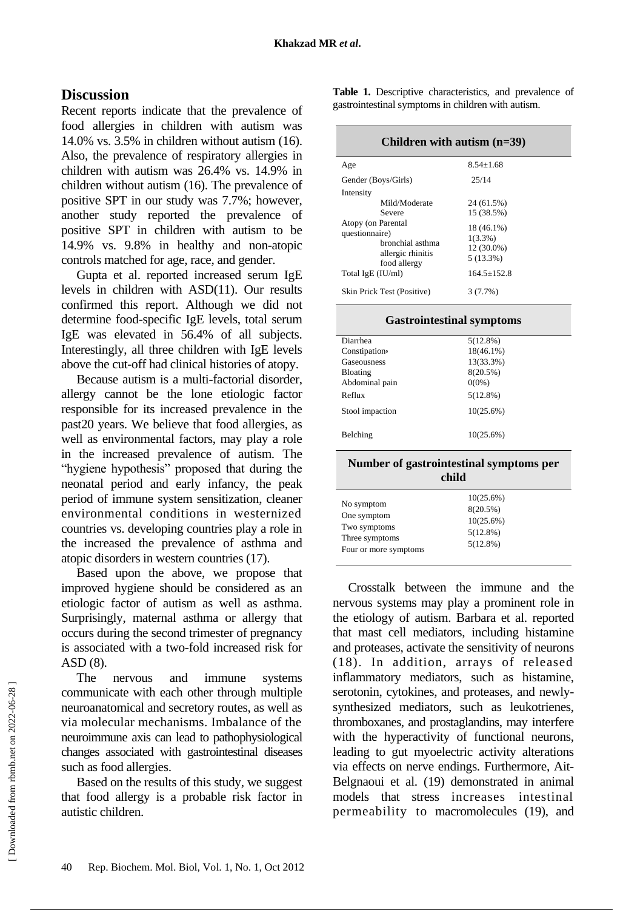## Discussion

Recent reports indicate that the prevalence of food allergies in children with autism was 14.0% vs. 3.5% in children without autism (16). Also, the prevalence of respiratory allergies in children with autism was 26.4% vs. 14.9% in children without autism (16). The prevalence of positive SPT in our study was 7.7%; however, another study reported the prevalence of positive SPT in children with autism to be 14.9% vs. 9.8% in healthy and non-atopic controls matched for age, race, and gender.

Gupta et al. reported increased serum IgE levels in children with ASD(11). Our results confirmed this report. Although we did not determine food-specific IgE levels, total serum IgE was elevated in 56.4% of all subjects. Interestingly, all three children with IgE levels above the cut-off had clinical histories of atopy.

Because autism is a multi-factorial disorder, allergy cannot be the lone etiologic factor responsible for its increased prevalence in the past20 years. We believe that food allergies, as well as environmental factors, may play a role in the increased prevalence of autism. The "hygiene hypothesis" proposed that during the neonatal period and early infancy, the peak period of immune system sensitization, cleaner environmental conditions in westernized countries vs. developing countries play a role in the increased the prevalence of asthma and atopic disorders in western countries (17).

Based upon the above, we propose that improved hygiene should be considered as an etiologic factor of autism as well as asthma. Surprisingly, maternal asthma or allergy that occurs during the second trimester of pregnancy is associated with a two-fold increased risk for ASD (8).

The nervous and immune systems communicate with each other through multiple neuroanatomical and secretory routes, as well as via molecular mechanisms. Imbalance of the neuroimmune axis can lead to pathophysiological changes associated with gastrointestinal diseases such as food allergies.

Based on the results of this study, we suggest that food allergy is a probable risk factor in autistic children.

**Table 1.** Descriptive characteristics, and prevalence of gastrointestinal symptoms in children with autism.

| Children with autism (n=39) | |
|---|---|
| Age | 8.54±1.68 |
| Gender (Boys/Girls) | 25/14 |
| Intensity | |
| Mild/Moderate | 24 (61.5%) |
| Severe | 15 (38.5%) |
| Atopy (on Parental questionnaire) | 18 (46.1%) |
| bronchial asthma | 1(3.3%) |
| allergic rhinitis | 12 (30.0%) |
| food allergy | 5 (13.3%) |
| Total IgE (IU/ml) | 164.5±152.8 |
| Skin Prick Test (Positive) | 3 (7.7%) |
| **Gastrointestinal symptoms** | |
| Diarrhea | 5(12.8%) |
| Constipation | 18(46.1%) |
| Gaseousness | 13(33.3%) |
| Bloating | 8(20.5%) |
| Abdominal pain | 0(0%) |
| Reflux | 5(12.8%) |
| Stool impaction | 10(25.6%) |
| Belching | 10(25.6%) |
| **Number of gastrointestinal symptoms per child** | |
| No symptom | 10(25.6%) |
| One symptom | 8(20.5%) |
| Two symptoms | 10(25.6%) |
| Three symptoms | 5(12.8%) |
| Four or more symptoms | 5(12.8%) |

Crosstalk between the immune and the nervous systems may play a prominent role in the etiology of autism. Barbara et al. reported that mast cell mediators, including histamine and proteases, activate the sensitivity of neurons (18). In addition, arrays of released inflammatory mediators, such as histamine, serotonin, cytokines, and proteases, and newly-synthesized mediators, such as leukotrienes, thromboxanes, and prostaglandins, may interfere with the hyperactivity of functional neurons, leading to gut myoelectric activity alterations via effects on nerve endings. Furthermore, Ait-Belgnaoui et al. (19) demonstrated in animal models that stress increases intestinal permeability to macromolecules (19), and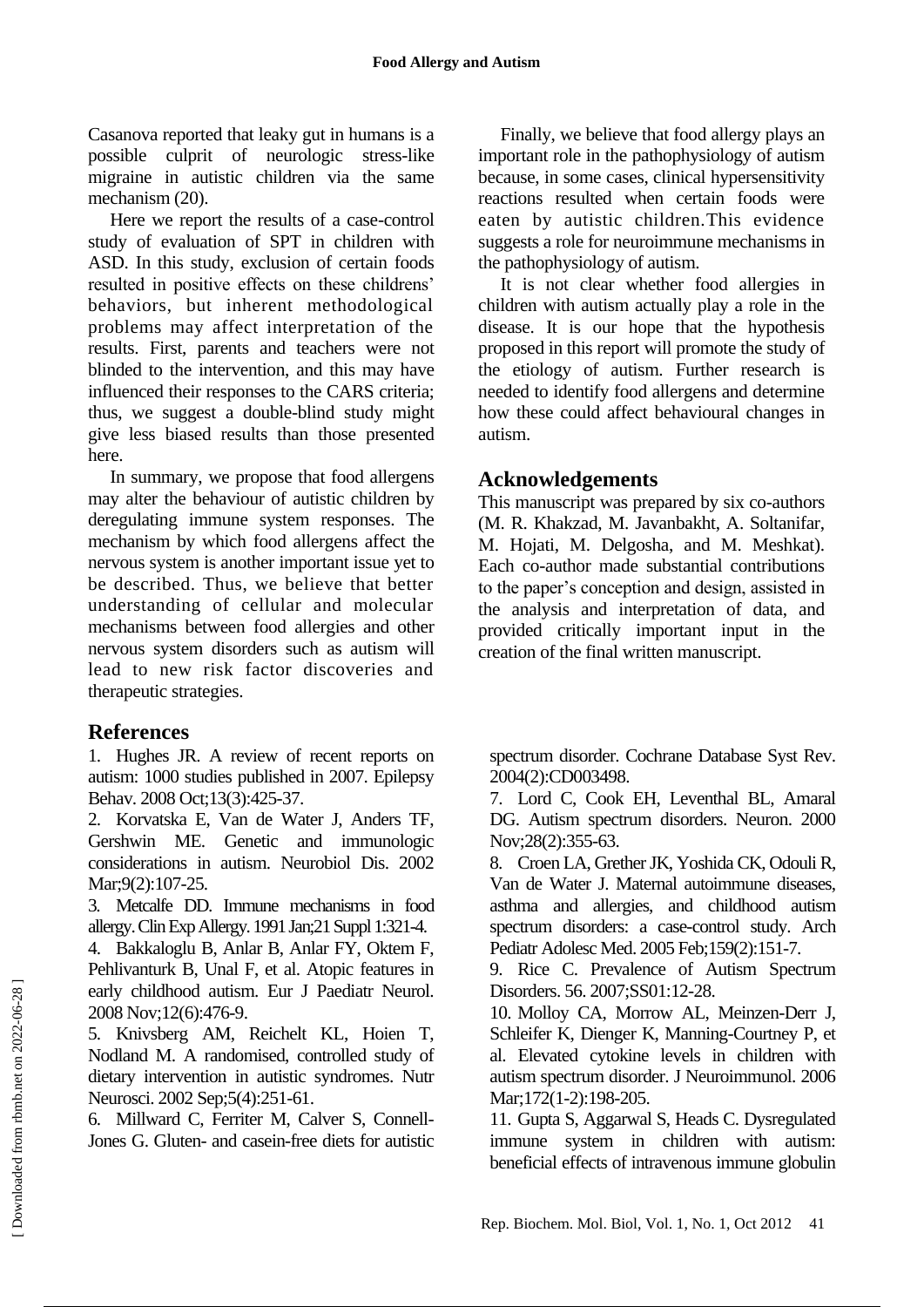Casanova reported that leaky gut in humans is a possible culprit of neurologic stress-like migraine in autistic children via the same mechanism (20).

Here we report the results of a case-control study of evaluation of SPT in children with ASD. In this study, exclusion of certain foods resulted in positive effects on these childrens' behaviors, but inherent methodological problems may affect interpretation of the results. First, parents and teachers were not blinded to the intervention, and this may have influenced their responses to the CARS criteria; thus, we suggest a double-blind study might give less biased results than those presented here.

In summary, we propose that food allergens may alter the behaviour of autistic children by deregulating immune system responses. The mechanism by which food allergens affect the nervous system is another important issue yet to be described. Thus, we believe that better understanding of cellular and molecular mechanisms between food allergies and other nervous system disorders such as autism will lead to new risk factor discoveries and therapeutic strategies.

Finally, we believe that food allergy plays an important role in the pathophysiology of autism because, in some cases, clinical hypersensitivity reactions resulted when certain foods were eaten by autistic children.This evidence suggests a role for neuroimmune mechanisms in the pathophysiology of autism.

It is not clear whether food allergies in children with autism actually play a role in the disease. It is our hope that the hypothesis proposed in this report will promote the study of the etiology of autism. Further research is needed to identify food allergens and determine how these could affect behavioural changes in autism.

## Acknowledgements

This manuscript was prepared by six co-authors (M. R. Khakzad, M. Javanbakht, A. Soltanifar, M. Hojati, M. Delgosha, and M. Meshkat). Each co-author made substantial contributions to the paper's conception and design, assisted in the analysis and interpretation of data, and provided critically important input in the creation of the final written manuscript.

## References

1. Hughes JR. A review of recent reports on autism: 1000 studies published in 2007. Epilepsy Behav. 2008 Oct;13(3):425-37.
2. Korvatska E, Van de Water J, Anders TF, Gershwin ME. Genetic and immunologic considerations in autism. Neurobiol Dis. 2002 Mar;9(2):107-25.
3. Metcalfe DD. Immune mechanisms in food allergy. Clin Exp Allergy. 1991 Jan;21 Suppl 1:321-4.
4. Bakkaloglu B, Anlar B, Anlar FY, Oktem F, Pehlivanturk B, Unal F, et al. Atopic features in early childhood autism. Eur J Paediatr Neurol. 2008 Nov;12(6):476-9.
5. Knivsberg AM, Reichelt KL, Hoien T, Nodland M. A randomised, controlled study of dietary intervention in autistic syndromes. Nutr Neurosci. 2002 Sep;5(4):251-61.
6. Millward C, Ferriter M, Calver S, Connell-Jones G. Gluten- and casein-free diets for autistic spectrum disorder. Cochrane Database Syst Rev. 2004(2):CD003498.
7. Lord C, Cook EH, Leventhal BL, Amaral DG. Autism spectrum disorders. Neuron. 2000 Nov;28(2):355-63.
8. Croen LA, Grether JK, Yoshida CK, Odouli R, Van de Water J. Maternal autoimmune diseases, asthma and allergies, and childhood autism spectrum disorders: a case-control study. Arch Pediatr Adolesc Med. 2005 Feb;159(2):151-7.
9. Rice C. Prevalence of Autism Spectrum Disorders. 56. 2007;SS01:12-28.
10. Molloy CA, Morrow AL, Meinzen-Derr J, Schleifer K, Dienger K, Manning-Courtney P, et al. Elevated cytokine levels in children with autism spectrum disorder. J Neuroimmunol. 2006 Mar;172(1-2):198-205.
11. Gupta S, Aggarwal S, Heads C. Dysregulated immune system in children with autism: beneficial effects of intravenous immune globulin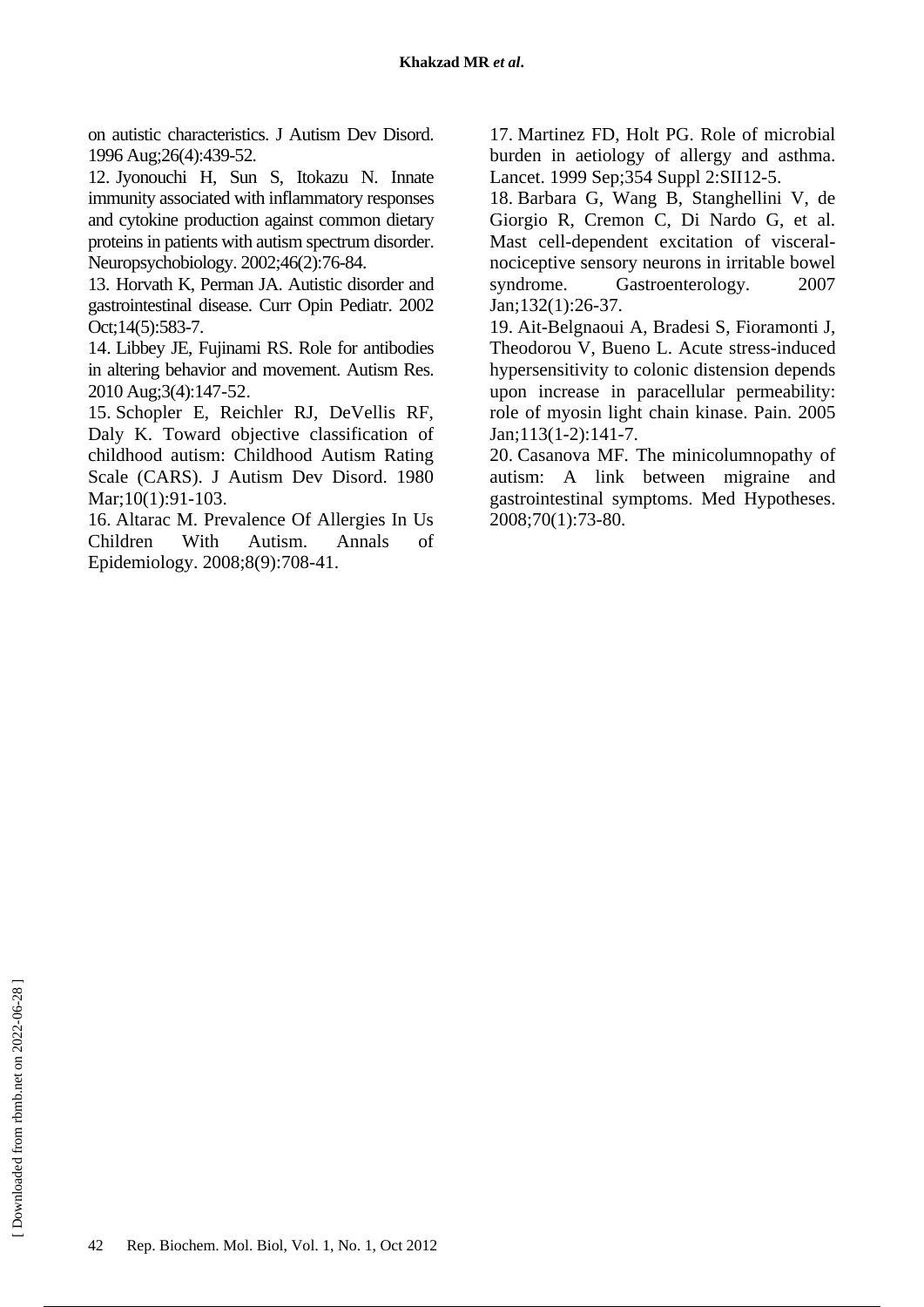on autistic characteristics. J Autism Dev Disord. 1996 Aug;26(4):439-52.

12. Jyonouchi H, Sun S, Itokazu N. Innate immunity associated with inflammatory responses and cytokine production against common dietary proteins in patients with autism spectrum disorder. Neuropsychobiology. 2002;46(2):76-84.

13. Horvath K, Perman JA. Autistic disorder and gastrointestinal disease. Curr Opin Pediatr. 2002 Oct;14(5):583-7.

14. Libbey JE, Fujinami RS. Role for antibodies in altering behavior and movement. Autism Res. 2010 Aug;3(4):147-52.

15. Schopler E, Reichler RJ, DeVellis RF, Daly K. Toward objective classification of childhood autism: Childhood Autism Rating Scale (CARS). J Autism Dev Disord. 1980 Mar;10(1):91-103.

16. Altarac M. Prevalence Of Allergies In Us Children With Autism. Annals of Epidemiology. 2008;8(9):708-41.

17. Martinez FD, Holt PG. Role of microbial burden in aetiology of allergy and asthma. Lancet. 1999 Sep;354 Suppl 2:SII12-5.

18. Barbara G, Wang B, Stanghellini V, de Giorgio R, Cremon C, Di Nardo G, et al. Mast cell-dependent excitation of visceral-nociceptive sensory neurons in irritable bowel syndrome. Gastroenterology. 2007 Jan;132(1):26-37.

19. Ait-Belgnaoui A, Bradesi S, Fioramonti J, Theodorou V, Bueno L. Acute stress-induced hypersensitivity to colonic distension depends upon increase in paracellular permeability: role of myosin light chain kinase. Pain. 2005 Jan;113(1-2):141-7.

20. Casanova MF. The minicolumnopathy of autism: A link between migraine and gastrointestinal symptoms. Med Hypotheses. 2008;70(1):73-80.